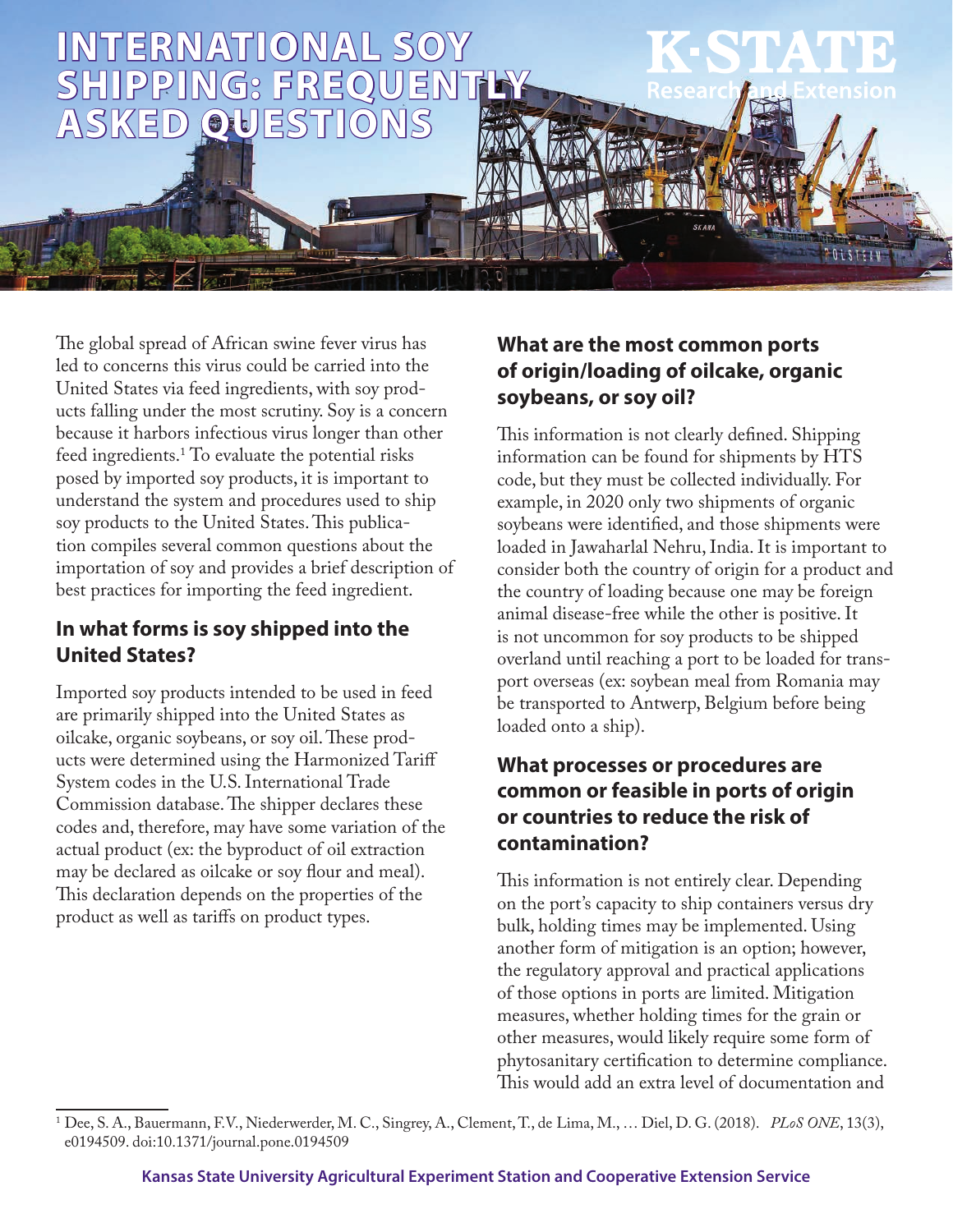# INTERNATIONAL SOY SHIPPING: FREQUENTLY ASKED QUESTIONS

K·STATE Research and Extension

The global spread of African swine fever virus has led to concerns this virus could be carried into the United States via feed ingredients, with soy products falling under the most scrutiny. Soy is a concern because it harbors infectious virus longer than other feed ingredients.[1] To evaluate the potential risks posed by imported soy products, it is important to understand the system and procedures used to ship soy products to the United States. This publication compiles several common questions about the importation of soy and provides a brief description of best practices for importing the feed ingredient.

## In what forms is soy shipped into the United States?

Imported soy products intended to be used in feed are primarily shipped into the United States as oilcake, organic soybeans, or soy oil. These products were determined using the Harmonized Tariff System codes in the U.S. International Trade Commission database. The shipper declares these codes and, therefore, may have some variation of the actual product (ex: the byproduct of oil extraction may be declared as oilcake or soy flour and meal). This declaration depends on the properties of the product as well as tariffs on product types.

## What are the most common ports of origin/loading of oilcake, organic soybeans, or soy oil?

This information is not clearly defined. Shipping information can be found for shipments by HTS code, but they must be collected individually. For example, in 2020 only two shipments of organic soybeans were identified, and those shipments were loaded in Jawaharlal Nehru, India. It is important to consider both the country of origin for a product and the country of loading because one may be foreign animal disease-free while the other is positive. It is not uncommon for soy products to be shipped overland until reaching a port to be loaded for transport overseas (ex: soybean meal from Romania may be transported to Antwerp, Belgium before being loaded onto a ship).

## What processes or procedures are common or feasible in ports of origin or countries to reduce the risk of contamination?

This information is not entirely clear. Depending on the port's capacity to ship containers versus dry bulk, holding times may be implemented. Using another form of mitigation is an option; however, the regulatory approval and practical applications of those options in ports are limited. Mitigation measures, whether holding times for the grain or other measures, would likely require some form of phytosanitary certification to determine compliance. This would add an extra level of documentation and

[1] Dee, S. A., Bauermann, F.V., Niederwerder, M. C., Singrey, A., Clement, T., de Lima, M., … Diel, D. G. (2018). *PLoS ONE*, 13(3), e0194509. doi:10.1371/journal.pone.0194509

**Kansas State University Agricultural Experiment Station and Cooperative Extension Service**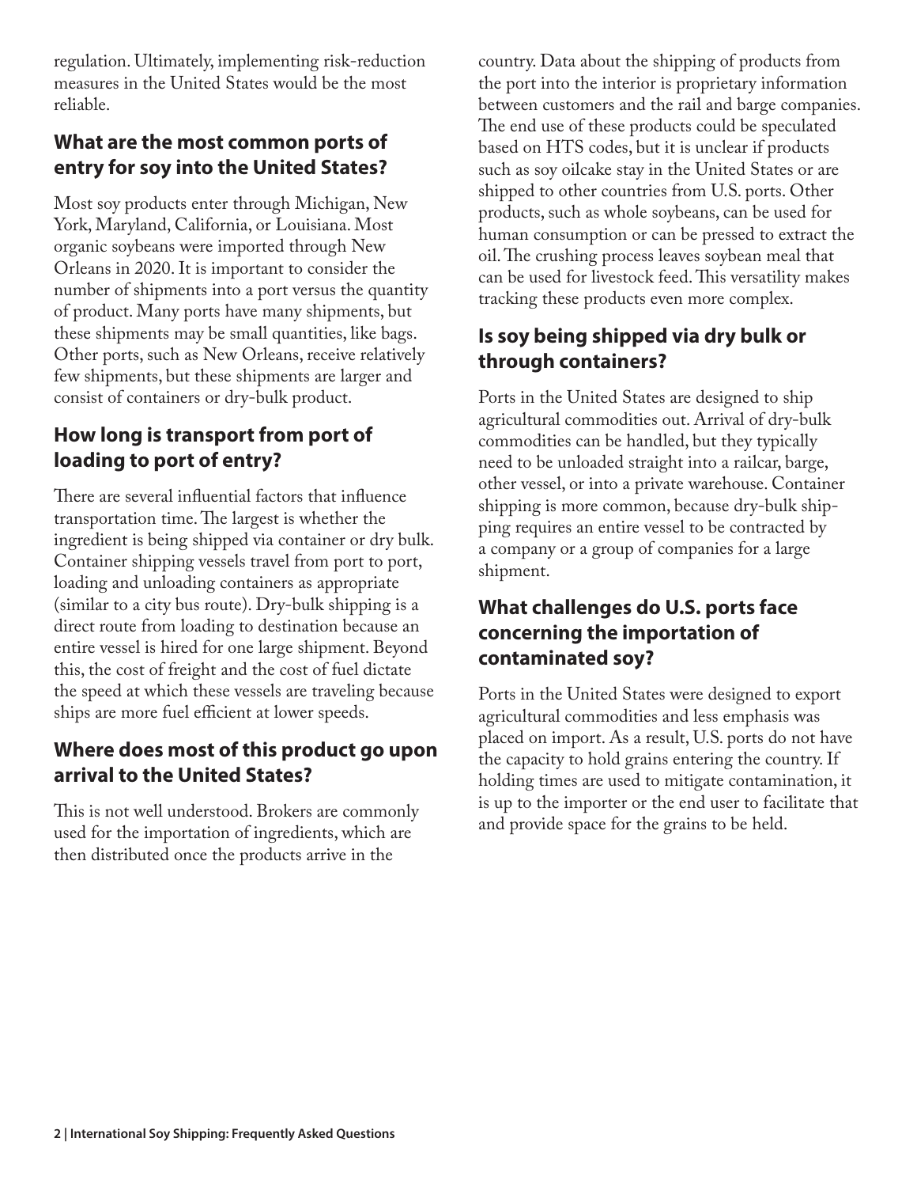regulation. Ultimately, implementing risk-reduction measures in the United States would be the most reliable.

## What are the most common ports of entry for soy into the United States?

Most soy products enter through Michigan, New York, Maryland, California, or Louisiana. Most organic soybeans were imported through New Orleans in 2020. It is important to consider the number of shipments into a port versus the quantity of product. Many ports have many shipments, but these shipments may be small quantities, like bags. Other ports, such as New Orleans, receive relatively few shipments, but these shipments are larger and consist of containers or dry-bulk product.

## How long is transport from port of loading to port of entry?

There are several influential factors that influence transportation time. The largest is whether the ingredient is being shipped via container or dry bulk. Container shipping vessels travel from port to port, loading and unloading containers as appropriate (similar to a city bus route). Dry-bulk shipping is a direct route from loading to destination because an entire vessel is hired for one large shipment. Beyond this, the cost of freight and the cost of fuel dictate the speed at which these vessels are traveling because ships are more fuel efficient at lower speeds.

## Where does most of this product go upon arrival to the United States?

This is not well understood. Brokers are commonly used for the importation of ingredients, which are then distributed once the products arrive in the country. Data about the shipping of products from the port into the interior is proprietary information between customers and the rail and barge companies. The end use of these products could be speculated based on HTS codes, but it is unclear if products such as soy oilcake stay in the United States or are shipped to other countries from U.S. ports. Other products, such as whole soybeans, can be used for human consumption or can be pressed to extract the oil. The crushing process leaves soybean meal that can be used for livestock feed. This versatility makes tracking these products even more complex.

## Is soy being shipped via dry bulk or through containers?

Ports in the United States are designed to ship agricultural commodities out. Arrival of dry-bulk commodities can be handled, but they typically need to be unloaded straight into a railcar, barge, other vessel, or into a private warehouse. Container shipping is more common, because dry-bulk shipping requires an entire vessel to be contracted by a company or a group of companies for a large shipment.

## What challenges do U.S. ports face concerning the importation of contaminated soy?

Ports in the United States were designed to export agricultural commodities and less emphasis was placed on import. As a result, U.S. ports do not have the capacity to hold grains entering the country. If holding times are used to mitigate contamination, it is up to the importer or the end user to facilitate that and provide space for the grains to be held.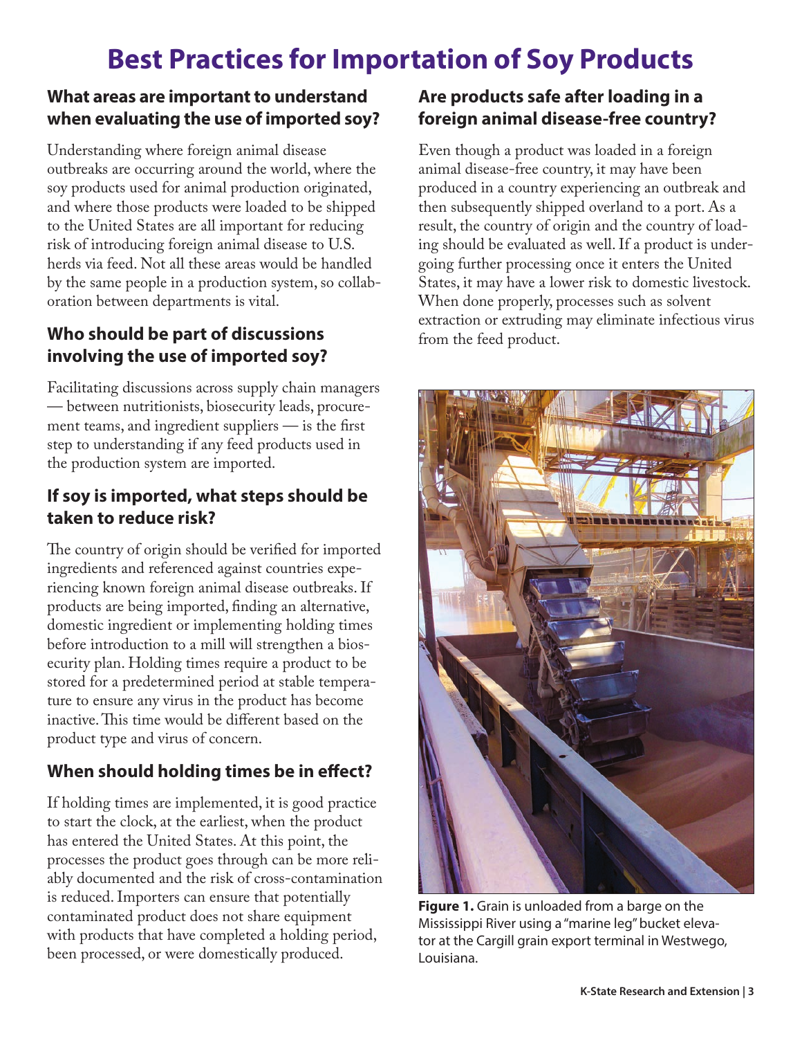# Best Practices for Importation of Soy Products

## What areas are important to understand when evaluating the use of imported soy?

Understanding where foreign animal disease outbreaks are occurring around the world, where the soy products used for animal production originated, and where those products were loaded to be shipped to the United States are all important for reducing risk of introducing foreign animal disease to U.S. herds via feed. Not all these areas would be handled by the same people in a production system, so collaboration between departments is vital.

## Who should be part of discussions involving the use of imported soy?

Facilitating discussions across supply chain managers — between nutritionists, biosecurity leads, procurement teams, and ingredient suppliers — is the first step to understanding if any feed products used in the production system are imported.

## If soy is imported, what steps should be taken to reduce risk?

The country of origin should be verified for imported ingredients and referenced against countries experiencing known foreign animal disease outbreaks. If products are being imported, finding an alternative, domestic ingredient or implementing holding times before introduction to a mill will strengthen a biosecurity plan. Holding times require a product to be stored for a predetermined period at stable temperature to ensure any virus in the product has become inactive. This time would be different based on the product type and virus of concern.

## When should holding times be in effect?

If holding times are implemented, it is good practice to start the clock, at the earliest, when the product has entered the United States. At this point, the processes the product goes through can be more reliably documented and the risk of cross-contamination is reduced. Importers can ensure that potentially contaminated product does not share equipment with products that have completed a holding period, been processed, or were domestically produced.

## Are products safe after loading in a foreign animal disease-free country?

Even though a product was loaded in a foreign animal disease-free country, it may have been produced in a country experiencing an outbreak and then subsequently shipped overland to a port. As a result, the country of origin and the country of loading should be evaluated as well. If a product is undergoing further processing once it enters the United States, it may have a lower risk to domestic livestock. When done properly, processes such as solvent extraction or extruding may eliminate infectious virus from the feed product.

**Figure 1.** Grain is unloaded from a barge on the Mississippi River using a "marine leg" bucket elevator at the Cargill grain export terminal in Westwego, Louisiana.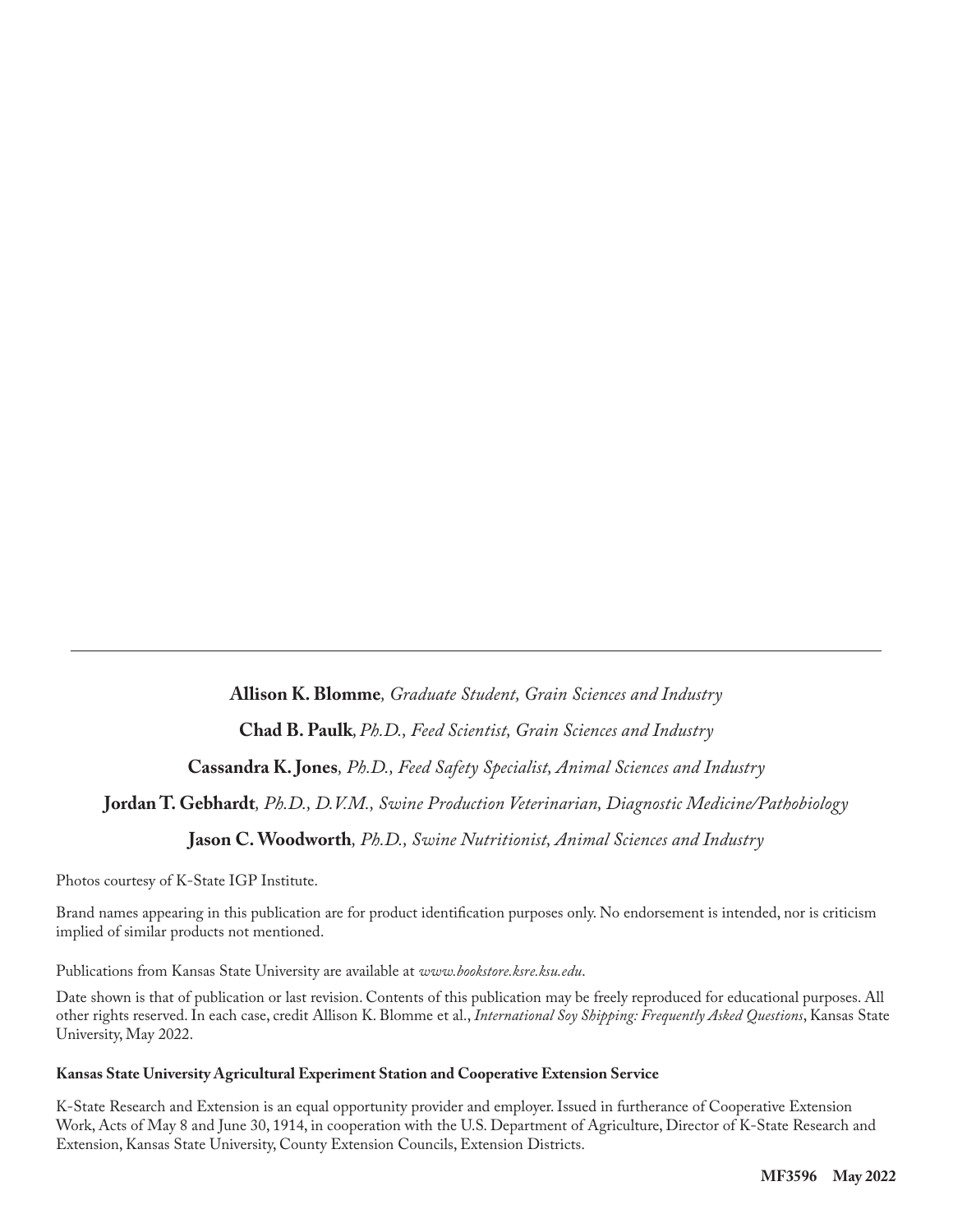---

**Allison K. Blomme**, *Graduate Student, Grain Sciences and Industry*

**Chad B. Paulk**, *Ph.D., Feed Scientist, Grain Sciences and Industry*

**Cassandra K. Jones**, *Ph.D., Feed Safety Specialist, Animal Sciences and Industry*

**Jordan T. Gebhardt**, *Ph.D., D.V.M., Swine Production Veterinarian, Diagnostic Medicine/Pathobiology*

**Jason C. Woodworth**, *Ph.D., Swine Nutritionist, Animal Sciences and Industry*

Photos courtesy of K-State IGP Institute.

Brand names appearing in this publication are for product identification purposes only. No endorsement is intended, nor is criticism implied of similar products not mentioned.

Publications from Kansas State University are available at *www.bookstore.ksre.ksu.edu*.

Date shown is that of publication or last revision. Contents of this publication may be freely reproduced for educational purposes. All other rights reserved. In each case, credit Allison K. Blomme et al., *International Soy Shipping: Frequently Asked Questions*, Kansas State University, May 2022.

**Kansas State University Agricultural Experiment Station and Cooperative Extension Service**

K-State Research and Extension is an equal opportunity provider and employer. Issued in furtherance of Cooperative Extension Work, Acts of May 8 and June 30, 1914, in cooperation with the U.S. Department of Agriculture, Director of K-State Research and Extension, Kansas State University, County Extension Councils, Extension Districts.

**MF3596 May 2022**